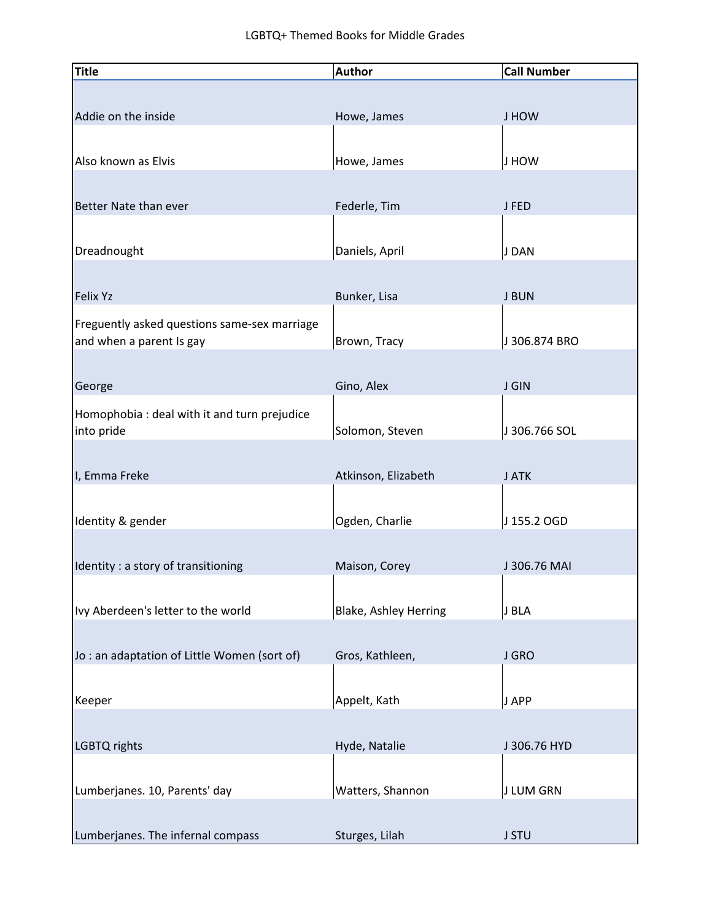LGBTQ+ Themed Books for Middle Grades

| Title | Author | Call Number |
|---|---|---|
| Addie on the inside | Howe, James | J HOW |
| Also known as Elvis | Howe, James | J HOW |
| Better Nate than ever | Federle, Tim | J FED |
| Dreadnought | Daniels, April | J DAN |
| Felix Yz | Bunker, Lisa | J BUN |
| Freguently asked questions same-sex marriage and when a parent Is gay | Brown, Tracy | J 306.874 BRO |
| George | Gino, Alex | J GIN |
| Homophobia : deal with it and turn prejudice into pride | Solomon, Steven | J 306.766 SOL |
| I, Emma Freke | Atkinson, Elizabeth | J ATK |
| Identity & gender | Ogden, Charlie | J 155.2 OGD |
| Identity : a story of transitioning | Maison, Corey | J 306.76 MAI |
| Ivy Aberdeen's letter to the world | Blake, Ashley Herring | J BLA |
| Jo : an adaptation of Little Women (sort of) | Gros, Kathleen, | J GRO |
| Keeper | Appelt, Kath | J APP |
| LGBTQ rights | Hyde, Natalie | J 306.76 HYD |
| Lumberjanes. 10, Parents' day | Watters, Shannon | J LUM GRN |
| Lumberjanes. The infernal compass | Sturges, Lilah | J STU |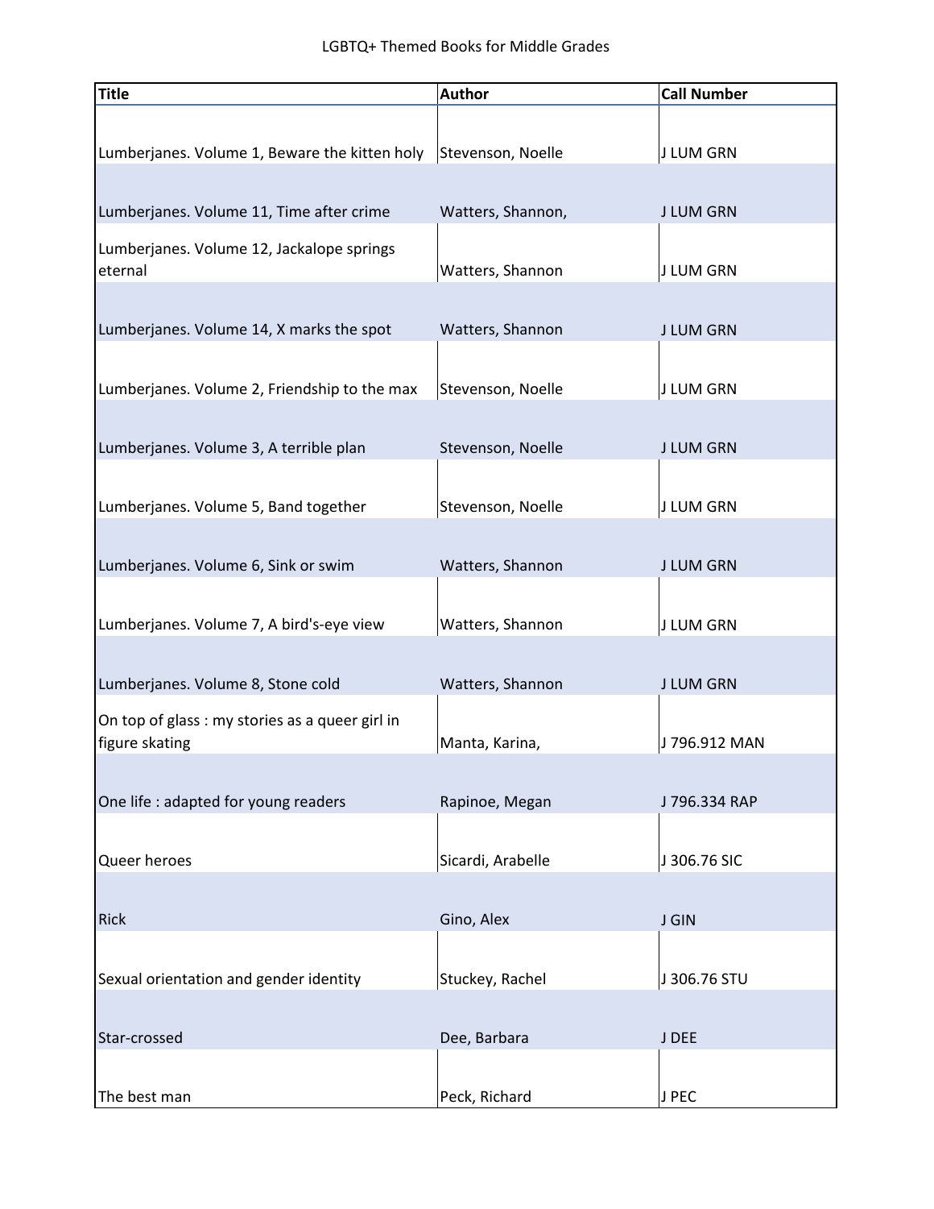LGBTQ+ Themed Books for Middle Grades

| Title | Author | Call Number |
|---|---|---|
| Lumberjanes. Volume 1, Beware the kitten holy | Stevenson, Noelle | J LUM GRN |
| Lumberjanes. Volume 11, Time after crime | Watters, Shannon, | J LUM GRN |
| Lumberjanes. Volume 12, Jackalope springs eternal | Watters, Shannon | J LUM GRN |
| Lumberjanes. Volume 14, X marks the spot | Watters, Shannon | J LUM GRN |
| Lumberjanes. Volume 2, Friendship to the max | Stevenson, Noelle | J LUM GRN |
| Lumberjanes. Volume 3, A terrible plan | Stevenson, Noelle | J LUM GRN |
| Lumberjanes. Volume 5, Band together | Stevenson, Noelle | J LUM GRN |
| Lumberjanes. Volume 6, Sink or swim | Watters, Shannon | J LUM GRN |
| Lumberjanes. Volume 7, A bird's-eye view | Watters, Shannon | J LUM GRN |
| Lumberjanes. Volume 8, Stone cold | Watters, Shannon | J LUM GRN |
| On top of glass : my stories as a queer girl in figure skating | Manta, Karina, | J 796.912 MAN |
| One life : adapted for young readers | Rapinoe, Megan | J 796.334 RAP |
| Queer heroes | Sicardi, Arabelle | J 306.76 SIC |
| Rick | Gino, Alex | J GIN |
| Sexual orientation and gender identity | Stuckey, Rachel | J 306.76 STU |
| Star-crossed | Dee, Barbara | J DEE |
| The best man | Peck, Richard | J PEC |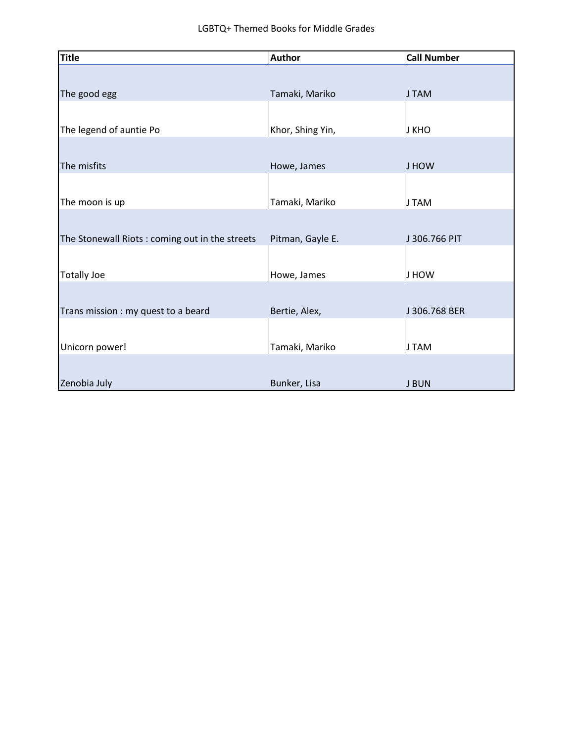LGBTQ+ Themed Books for Middle Grades

| Title | Author | Call Number |
|---|---|---|
| The good egg | Tamaki, Mariko | J TAM |
| The legend of auntie Po | Khor, Shing Yin, | J KHO |
| The misfits | Howe, James | J HOW |
| The moon is up | Tamaki, Mariko | J TAM |
| The Stonewall Riots : coming out in the streets | Pitman, Gayle E. | J 306.766 PIT |
| Totally Joe | Howe, James | J HOW |
| Trans mission : my quest to a beard | Bertie, Alex, | J 306.768 BER |
| Unicorn power! | Tamaki, Mariko | J TAM |
| Zenobia July | Bunker, Lisa | J BUN |